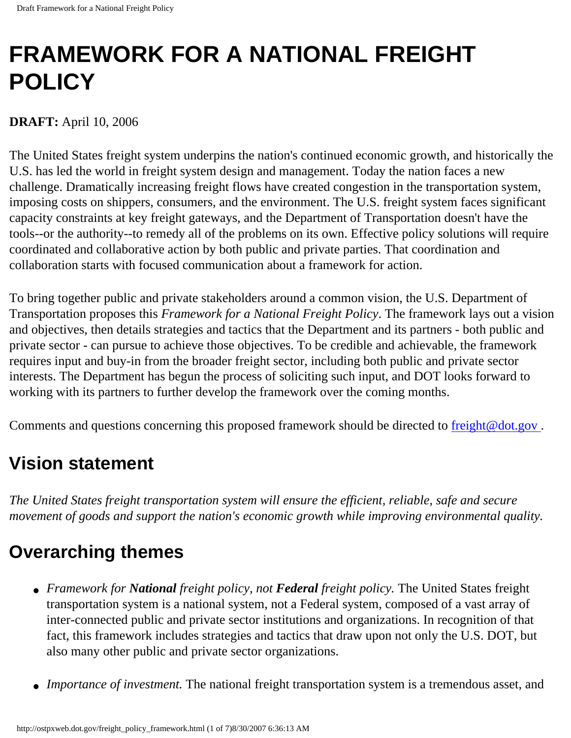# FRAMEWORK FOR A NATIONAL FREIGHT POLICY

**DRAFT:** April 10, 2006

The United States freight system underpins the nation's continued economic growth, and historically the U.S. has led the world in freight system design and management. Today the nation faces a new challenge. Dramatically increasing freight flows have created congestion in the transportation system, imposing costs on shippers, consumers, and the environment. The U.S. freight system faces significant capacity constraints at key freight gateways, and the Department of Transportation doesn't have the tools--or the authority--to remedy all of the problems on its own. Effective policy solutions will require coordinated and collaborative action by both public and private parties. That coordination and collaboration starts with focused communication about a framework for action.

To bring together public and private stakeholders around a common vision, the U.S. Department of Transportation proposes this *Framework for a National Freight Policy*. The framework lays out a vision and objectives, then details strategies and tactics that the Department and its partners - both public and private sector - can pursue to achieve those objectives. To be credible and achievable, the framework requires input and buy-in from the broader freight sector, including both public and private sector interests. The Department has begun the process of soliciting such input, and DOT looks forward to working with its partners to further develop the framework over the coming months.

Comments and questions concerning this proposed framework should be directed to freight@dot.gov.

## Vision statement

*The United States freight transportation system will ensure the efficient, reliable, safe and secure movement of goods and support the nation's economic growth while improving environmental quality.*

## Overarching themes

- *Framework for **National** freight policy, not **Federal** freight policy.* The United States freight transportation system is a national system, not a Federal system, composed of a vast array of inter-connected public and private sector institutions and organizations. In recognition of that fact, this framework includes strategies and tactics that draw upon not only the U.S. DOT, but also many other public and private sector organizations.
- *Importance of investment.* The national freight transportation system is a tremendous asset, and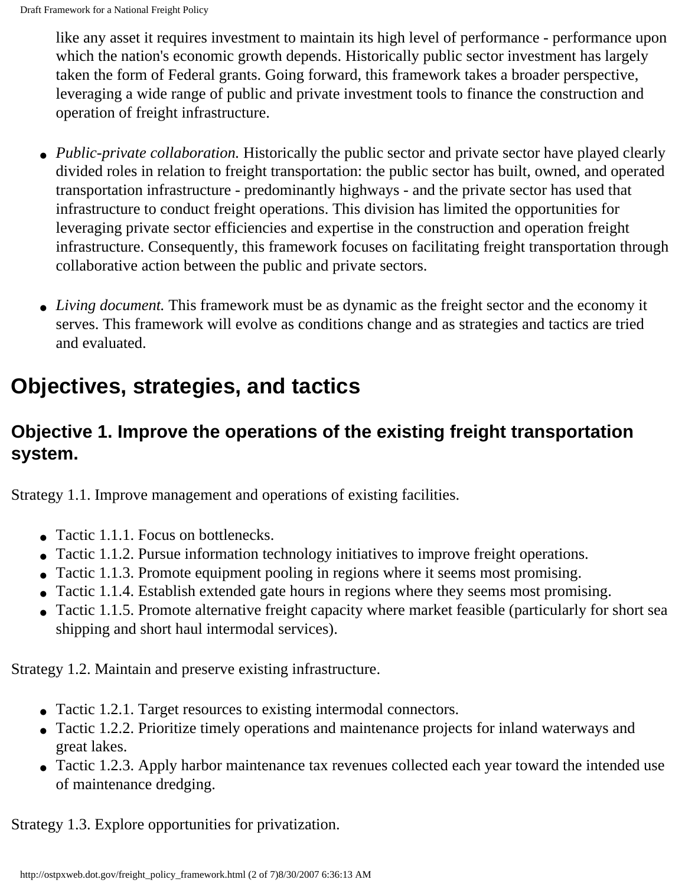like any asset it requires investment to maintain its high level of performance - performance upon which the nation's economic growth depends. Historically public sector investment has largely taken the form of Federal grants. Going forward, this framework takes a broader perspective, leveraging a wide range of public and private investment tools to finance the construction and operation of freight infrastructure.

- *Public-private collaboration.* Historically the public sector and private sector have played clearly divided roles in relation to freight transportation: the public sector has built, owned, and operated transportation infrastructure - predominantly highways - and the private sector has used that infrastructure to conduct freight operations. This division has limited the opportunities for leveraging private sector efficiencies and expertise in the construction and operation freight infrastructure. Consequently, this framework focuses on facilitating freight transportation through collaborative action between the public and private sectors.
- *Living document.* This framework must be as dynamic as the freight sector and the economy it serves. This framework will evolve as conditions change and as strategies and tactics are tried and evaluated.

## Objectives, strategies, and tactics

### Objective 1. Improve the operations of the existing freight transportation system.

Strategy 1.1. Improve management and operations of existing facilities.

- Tactic 1.1.1. Focus on bottlenecks.
- Tactic 1.1.2. Pursue information technology initiatives to improve freight operations.
- Tactic 1.1.3. Promote equipment pooling in regions where it seems most promising.
- Tactic 1.1.4. Establish extended gate hours in regions where they seems most promising.
- Tactic 1.1.5. Promote alternative freight capacity where market feasible (particularly for short sea shipping and short haul intermodal services).

Strategy 1.2. Maintain and preserve existing infrastructure.

- Tactic 1.2.1. Target resources to existing intermodal connectors.
- Tactic 1.2.2. Prioritize timely operations and maintenance projects for inland waterways and great lakes.
- Tactic 1.2.3. Apply harbor maintenance tax revenues collected each year toward the intended use of maintenance dredging.

Strategy 1.3. Explore opportunities for privatization.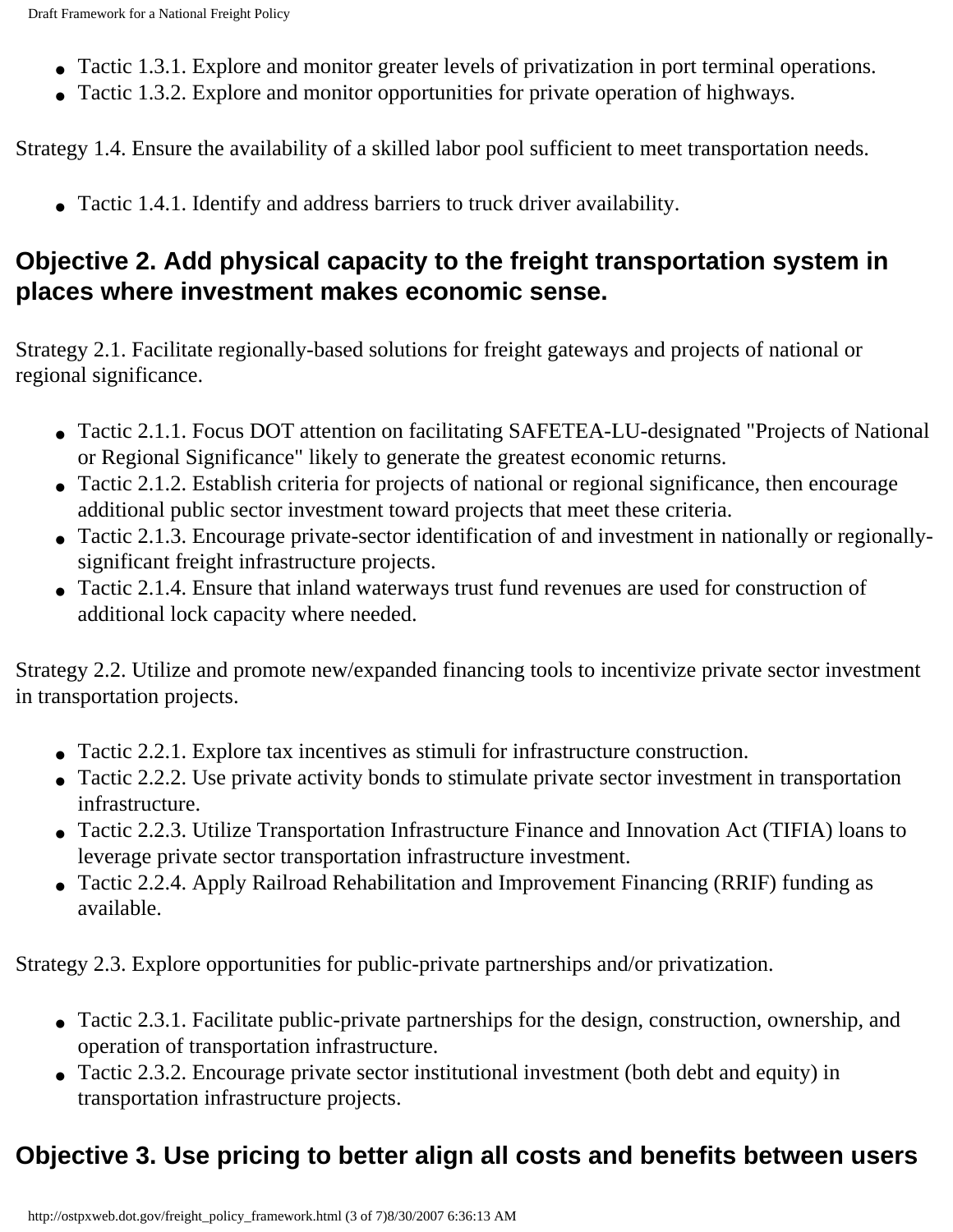- Tactic 1.3.1. Explore and monitor greater levels of privatization in port terminal operations.
- Tactic 1.3.2. Explore and monitor opportunities for private operation of highways.

Strategy 1.4. Ensure the availability of a skilled labor pool sufficient to meet transportation needs.

- Tactic 1.4.1. Identify and address barriers to truck driver availability.

## Objective 2. Add physical capacity to the freight transportation system in places where investment makes economic sense.

Strategy 2.1. Facilitate regionally-based solutions for freight gateways and projects of national or regional significance.

- Tactic 2.1.1. Focus DOT attention on facilitating SAFETEA-LU-designated "Projects of National or Regional Significance" likely to generate the greatest economic returns.
- Tactic 2.1.2. Establish criteria for projects of national or regional significance, then encourage additional public sector investment toward projects that meet these criteria.
- Tactic 2.1.3. Encourage private-sector identification of and investment in nationally or regionally-significant freight infrastructure projects.
- Tactic 2.1.4. Ensure that inland waterways trust fund revenues are used for construction of additional lock capacity where needed.

Strategy 2.2. Utilize and promote new/expanded financing tools to incentivize private sector investment in transportation projects.

- Tactic 2.2.1. Explore tax incentives as stimuli for infrastructure construction.
- Tactic 2.2.2. Use private activity bonds to stimulate private sector investment in transportation infrastructure.
- Tactic 2.2.3. Utilize Transportation Infrastructure Finance and Innovation Act (TIFIA) loans to leverage private sector transportation infrastructure investment.
- Tactic 2.2.4. Apply Railroad Rehabilitation and Improvement Financing (RRIF) funding as available.

Strategy 2.3. Explore opportunities for public-private partnerships and/or privatization.

- Tactic 2.3.1. Facilitate public-private partnerships for the design, construction, ownership, and operation of transportation infrastructure.
- Tactic 2.3.2. Encourage private sector institutional investment (both debt and equity) in transportation infrastructure projects.

## Objective 3. Use pricing to better align all costs and benefits between users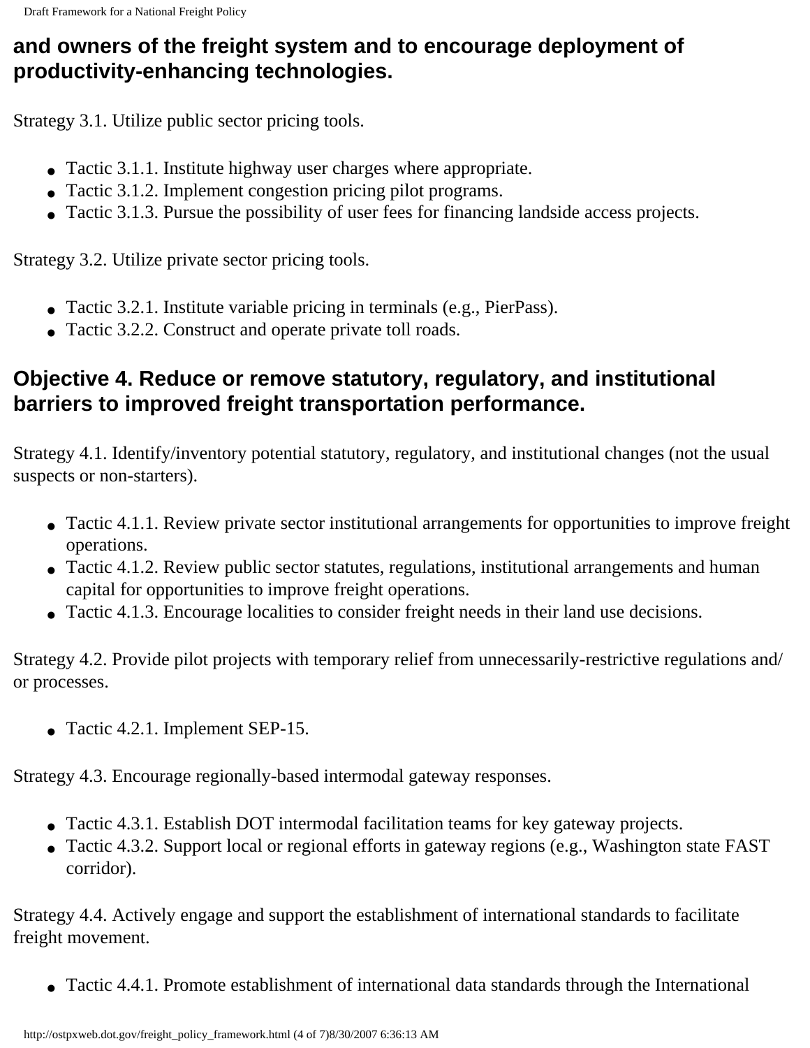## and owners of the freight system and to encourage deployment of productivity-enhancing technologies.

Strategy 3.1. Utilize public sector pricing tools.

- Tactic 3.1.1. Institute highway user charges where appropriate.
- Tactic 3.1.2. Implement congestion pricing pilot programs.
- Tactic 3.1.3. Pursue the possibility of user fees for financing landside access projects.

Strategy 3.2. Utilize private sector pricing tools.

- Tactic 3.2.1. Institute variable pricing in terminals (e.g., PierPass).
- Tactic 3.2.2. Construct and operate private toll roads.

## Objective 4. Reduce or remove statutory, regulatory, and institutional barriers to improved freight transportation performance.

Strategy 4.1. Identify/inventory potential statutory, regulatory, and institutional changes (not the usual suspects or non-starters).

- Tactic 4.1.1. Review private sector institutional arrangements for opportunities to improve freight operations.
- Tactic 4.1.2. Review public sector statutes, regulations, institutional arrangements and human capital for opportunities to improve freight operations.
- Tactic 4.1.3. Encourage localities to consider freight needs in their land use decisions.

Strategy 4.2. Provide pilot projects with temporary relief from unnecessarily-restrictive regulations and/or processes.

- Tactic 4.2.1. Implement SEP-15.

Strategy 4.3. Encourage regionally-based intermodal gateway responses.

- Tactic 4.3.1. Establish DOT intermodal facilitation teams for key gateway projects.
- Tactic 4.3.2. Support local or regional efforts in gateway regions (e.g., Washington state FAST corridor).

Strategy 4.4. Actively engage and support the establishment of international standards to facilitate freight movement.

- Tactic 4.4.1. Promote establishment of international data standards through the International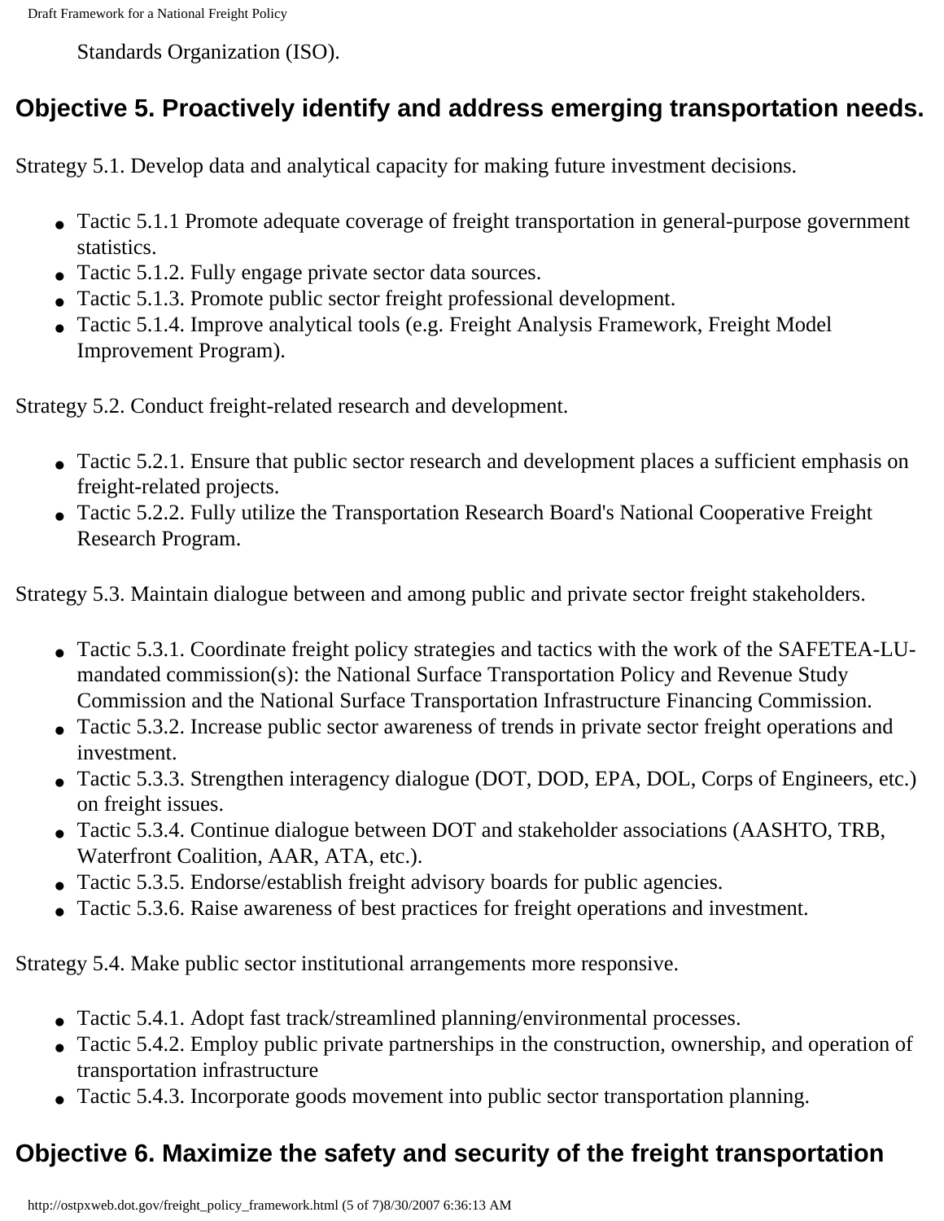Standards Organization (ISO).

## Objective 5. Proactively identify and address emerging transportation needs.

Strategy 5.1. Develop data and analytical capacity for making future investment decisions.

- Tactic 5.1.1 Promote adequate coverage of freight transportation in general-purpose government statistics.
- Tactic 5.1.2. Fully engage private sector data sources.
- Tactic 5.1.3. Promote public sector freight professional development.
- Tactic 5.1.4. Improve analytical tools (e.g. Freight Analysis Framework, Freight Model Improvement Program).

Strategy 5.2. Conduct freight-related research and development.

- Tactic 5.2.1. Ensure that public sector research and development places a sufficient emphasis on freight-related projects.
- Tactic 5.2.2. Fully utilize the Transportation Research Board's National Cooperative Freight Research Program.

Strategy 5.3. Maintain dialogue between and among public and private sector freight stakeholders.

- Tactic 5.3.1. Coordinate freight policy strategies and tactics with the work of the SAFETEA-LU-mandated commission(s): the National Surface Transportation Policy and Revenue Study Commission and the National Surface Transportation Infrastructure Financing Commission.
- Tactic 5.3.2. Increase public sector awareness of trends in private sector freight operations and investment.
- Tactic 5.3.3. Strengthen interagency dialogue (DOT, DOD, EPA, DOL, Corps of Engineers, etc.) on freight issues.
- Tactic 5.3.4. Continue dialogue between DOT and stakeholder associations (AASHTO, TRB, Waterfront Coalition, AAR, ATA, etc.).
- Tactic 5.3.5. Endorse/establish freight advisory boards for public agencies.
- Tactic 5.3.6. Raise awareness of best practices for freight operations and investment.

Strategy 5.4. Make public sector institutional arrangements more responsive.

- Tactic 5.4.1. Adopt fast track/streamlined planning/environmental processes.
- Tactic 5.4.2. Employ public private partnerships in the construction, ownership, and operation of transportation infrastructure
- Tactic 5.4.3. Incorporate goods movement into public sector transportation planning.

## Objective 6. Maximize the safety and security of the freight transportation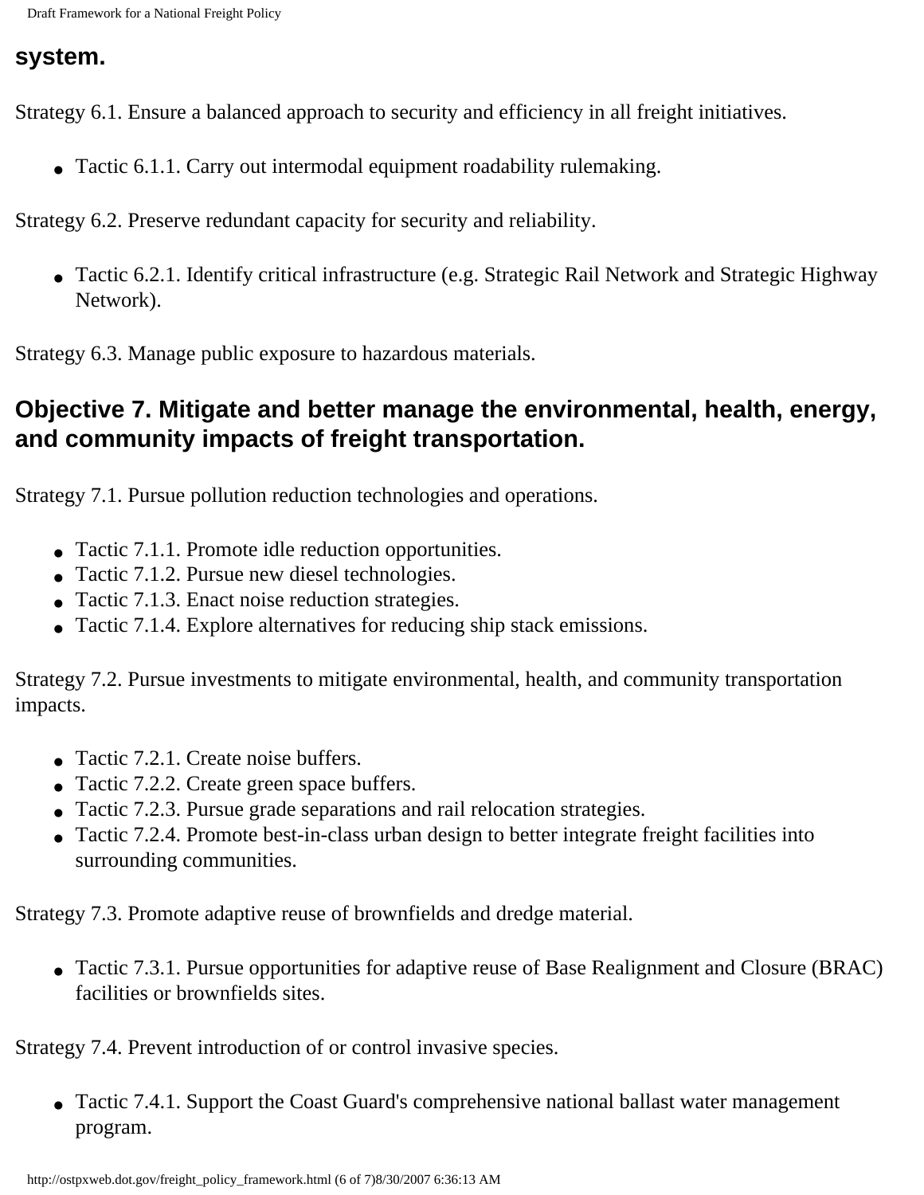## system.

Strategy 6.1. Ensure a balanced approach to security and efficiency in all freight initiatives.

- Tactic 6.1.1. Carry out intermodal equipment roadability rulemaking.

Strategy 6.2. Preserve redundant capacity for security and reliability.

- Tactic 6.2.1. Identify critical infrastructure (e.g. Strategic Rail Network and Strategic Highway Network).

Strategy 6.3. Manage public exposure to hazardous materials.

## Objective 7. Mitigate and better manage the environmental, health, energy, and community impacts of freight transportation.

Strategy 7.1. Pursue pollution reduction technologies and operations.

- Tactic 7.1.1. Promote idle reduction opportunities.
- Tactic 7.1.2. Pursue new diesel technologies.
- Tactic 7.1.3. Enact noise reduction strategies.
- Tactic 7.1.4. Explore alternatives for reducing ship stack emissions.

Strategy 7.2. Pursue investments to mitigate environmental, health, and community transportation impacts.

- Tactic 7.2.1. Create noise buffers.
- Tactic 7.2.2. Create green space buffers.
- Tactic 7.2.3. Pursue grade separations and rail relocation strategies.
- Tactic 7.2.4. Promote best-in-class urban design to better integrate freight facilities into surrounding communities.

Strategy 7.3. Promote adaptive reuse of brownfields and dredge material.

- Tactic 7.3.1. Pursue opportunities for adaptive reuse of Base Realignment and Closure (BRAC) facilities or brownfields sites.

Strategy 7.4. Prevent introduction of or control invasive species.

- Tactic 7.4.1. Support the Coast Guard's comprehensive national ballast water management program.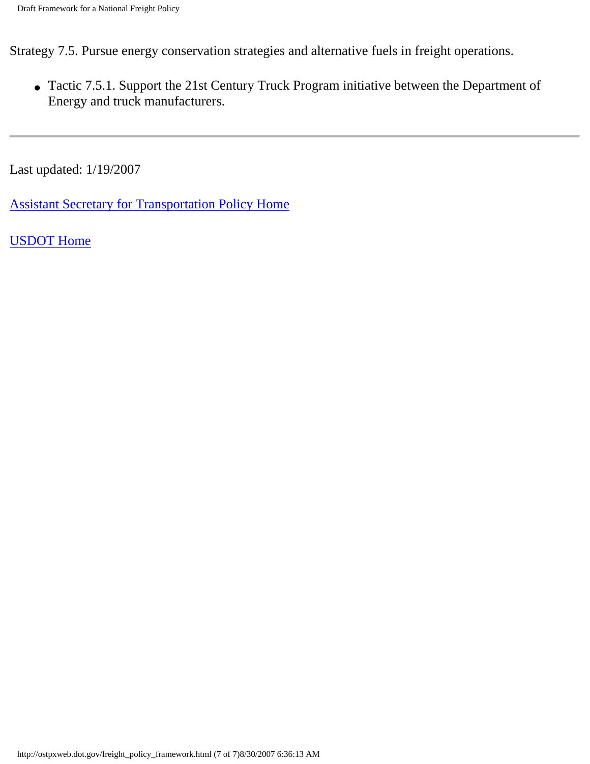Strategy 7.5. Pursue energy conservation strategies and alternative fuels in freight operations.

- Tactic 7.5.1. Support the 21st Century Truck Program initiative between the Department of Energy and truck manufacturers.

---

Last updated: 1/19/2007

[Assistant Secretary for Transportation Policy Home]

[USDOT Home]